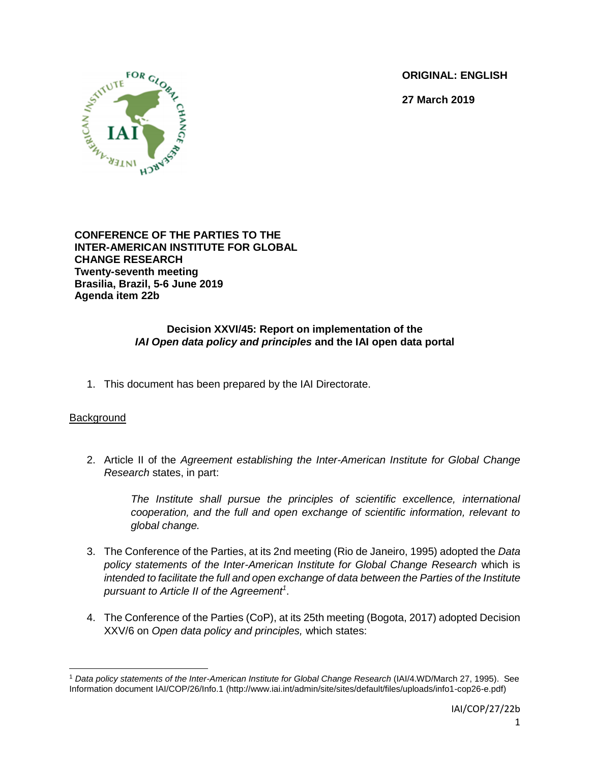**ORIGINAL: ENGLISH**

**27 March 2019**

**CONFERENCE OF THE PARTIES TO THE INTER-AMERICAN INSTITUTE FOR GLOBAL CHANGE RESEARCH**
**Twenty-seventh meeting**
**Brasilia, Brazil, 5-6 June 2019**
**Agenda item 22b**

## Decision XXVI/45: Report on implementation of the *IAI Open data policy and principles* and the IAI open data portal

1. This document has been prepared by the IAI Directorate.

### Background

2. Article II of the *Agreement establishing the Inter-American Institute for Global Change Research* states, in part:

   > *The Institute shall pursue the principles of scientific excellence, international cooperation, and the full and open exchange of scientific information, relevant to global change.*

3. The Conference of the Parties, at its 2nd meeting (Rio de Janeiro, 1995) adopted the *Data policy statements of the Inter-American Institute for Global Change Research* which is *intended to facilitate the full and open exchange of data between the Parties of the Institute pursuant to Article II of the Agreement*[1].

4. The Conference of the Parties (CoP), at its 25th meeting (Bogota, 2017) adopted Decision XXV/6 on *Open data policy and principles,* which states:

---

[1] *Data policy statements of the Inter-American Institute for Global Change Research* (IAI/4.WD/March 27, 1995). See Information document IAI/COP/26/Info.1 (http://www.iai.int/admin/site/sites/default/files/uploads/info1-cop26-e.pdf)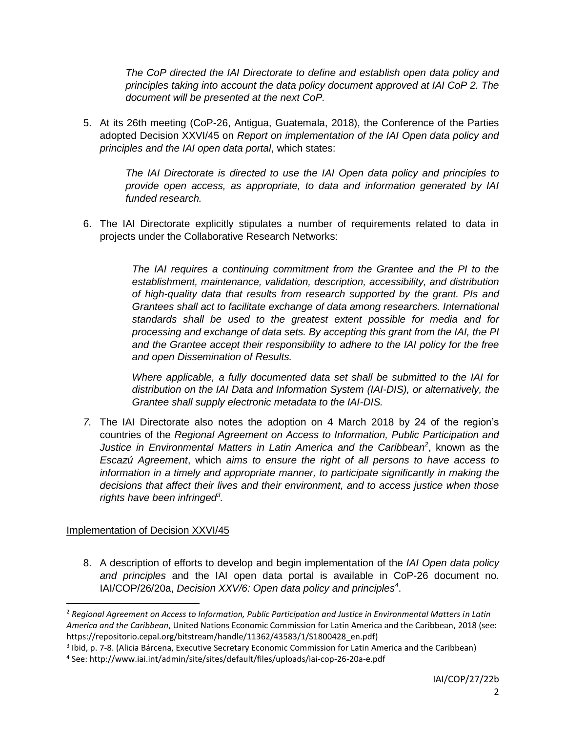*The CoP directed the IAI Directorate to define and establish open data policy and principles taking into account the data policy document approved at IAI CoP 2. The document will be presented at the next CoP.*

5. At its 26th meeting (CoP-26, Antigua, Guatemala, 2018), the Conference of the Parties adopted Decision XXVI/45 on *Report on implementation of the IAI Open data policy and principles and the IAI open data portal*, which states:

   *The IAI Directorate is directed to use the IAI Open data policy and principles to provide open access, as appropriate, to data and information generated by IAI funded research.*

6. The IAI Directorate explicitly stipulates a number of requirements related to data in projects under the Collaborative Research Networks:

   *The IAI requires a continuing commitment from the Grantee and the PI to the establishment, maintenance, validation, description, accessibility, and distribution of high-quality data that results from research supported by the grant. PIs and Grantees shall act to facilitate exchange of data among researchers. International standards shall be used to the greatest extent possible for media and for processing and exchange of data sets. By accepting this grant from the IAI, the PI and the Grantee accept their responsibility to adhere to the IAI policy for the free and open Dissemination of Results.*

   *Where applicable, a fully documented data set shall be submitted to the IAI for distribution on the IAI Data and Information System (IAI-DIS), or alternatively, the Grantee shall supply electronic metadata to the IAI-DIS.*

7. The IAI Directorate also notes the adoption on 4 March 2018 by 24 of the region's countries of the *Regional Agreement on Access to Information, Public Participation and Justice in Environmental Matters in Latin America and the Caribbean*[2], known as the *Escazú Agreement*, which *aims to ensure the right of all persons to have access to information in a timely and appropriate manner, to participate significantly in making the decisions that affect their lives and their environment, and to access justice when those rights have been infringed*[3].

## Implementation of Decision XXVI/45

8. A description of efforts to develop and begin implementation of the *IAI Open data policy and principles* and the IAI open data portal is available in CoP-26 document no. IAI/COP/26/20a, *Decision XXV/6: Open data policy and principles*[4].

---

[2] *Regional Agreement on Access to Information, Public Participation and Justice in Environmental Matters in Latin America and the Caribbean*, United Nations Economic Commission for Latin America and the Caribbean, 2018 (see: https://repositorio.cepal.org/bitstream/handle/11362/43583/1/S1800428_en.pdf)

[3] Ibid, p. 7-8. (Alicia Bárcena, Executive Secretary Economic Commission for Latin America and the Caribbean)

[4] See: http://www.iai.int/admin/site/sites/default/files/uploads/iai-cop-26-20a-e.pdf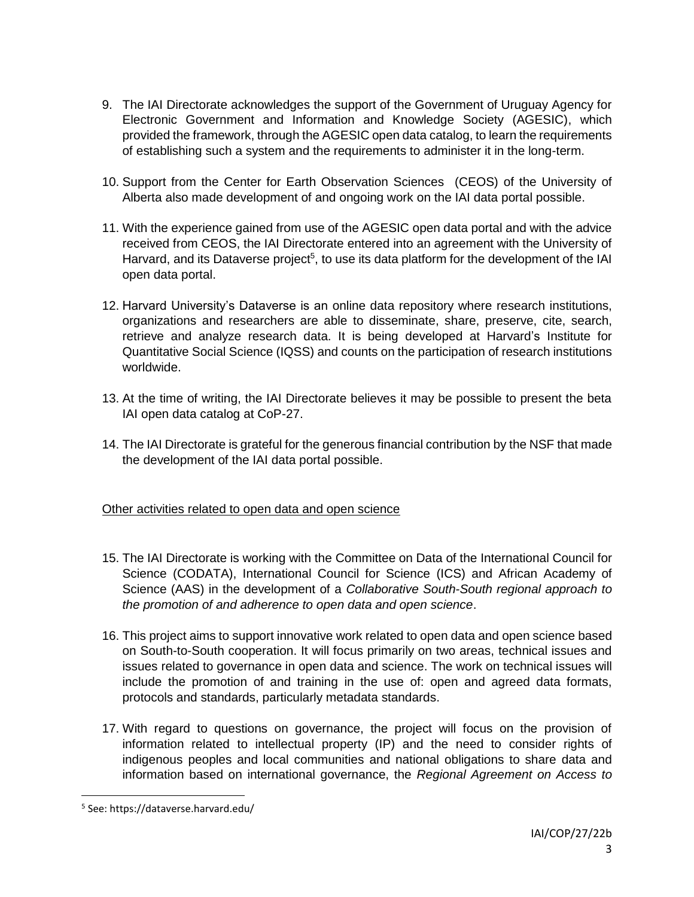9. The IAI Directorate acknowledges the support of the Government of Uruguay Agency for Electronic Government and Information and Knowledge Society (AGESIC), which provided the framework, through the AGESIC open data catalog, to learn the requirements of establishing such a system and the requirements to administer it in the long-term.

10. Support from the Center for Earth Observation Sciences (CEOS) of the University of Alberta also made development of and ongoing work on the IAI data portal possible.

11. With the experience gained from use of the AGESIC open data portal and with the advice received from CEOS, the IAI Directorate entered into an agreement with the University of Harvard, and its Dataverse project[5], to use its data platform for the development of the IAI open data portal.

12. Harvard University's Dataverse is an online data repository where research institutions, organizations and researchers are able to disseminate, share, preserve, cite, search, retrieve and analyze research data. It is being developed at Harvard's Institute for Quantitative Social Science (IQSS) and counts on the participation of research institutions worldwide.

13. At the time of writing, the IAI Directorate believes it may be possible to present the beta IAI open data catalog at CoP-27.

14. The IAI Directorate is grateful for the generous financial contribution by the NSF that made the development of the IAI data portal possible.

<u>Other activities related to open data and open science</u>

15. The IAI Directorate is working with the Committee on Data of the International Council for Science (CODATA), International Council for Science (ICS) and African Academy of Science (AAS) in the development of a *Collaborative South-South regional approach to the promotion of and adherence to open data and open science*.

16. This project aims to support innovative work related to open data and open science based on South-to-South cooperation. It will focus primarily on two areas, technical issues and issues related to governance in open data and science. The work on technical issues will include the promotion of and training in the use of: open and agreed data formats, protocols and standards, particularly metadata standards.

17. With regard to questions on governance, the project will focus on the provision of information related to intellectual property (IP) and the need to consider rights of indigenous peoples and local communities and national obligations to share data and information based on international governance, the *Regional Agreement on Access to*

[5] See: https://dataverse.harvard.edu/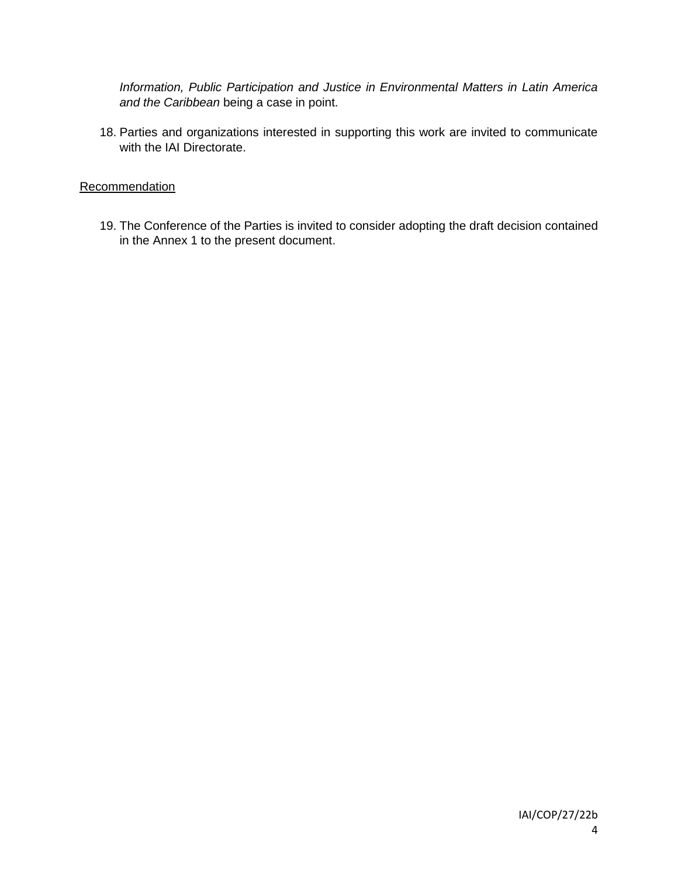*Information, Public Participation and Justice in Environmental Matters in Latin America and the Caribbean* being a case in point.

18. Parties and organizations interested in supporting this work are invited to communicate with the IAI Directorate.

<u>Recommendation</u>

19. The Conference of the Parties is invited to consider adopting the draft decision contained in the Annex 1 to the present document.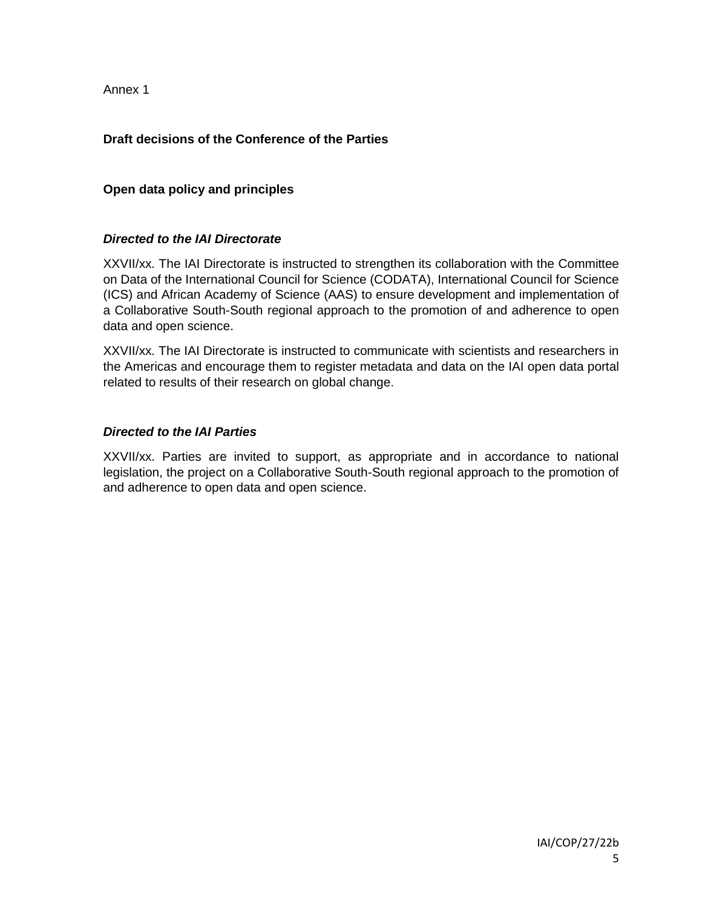Annex 1

## Draft decisions of the Conference of the Parties

### Open data policy and principles

#### *Directed to the IAI Directorate*

XXVII/xx. The IAI Directorate is instructed to strengthen its collaboration with the Committee on Data of the International Council for Science (CODATA), International Council for Science (ICS) and African Academy of Science (AAS) to ensure development and implementation of a Collaborative South-South regional approach to the promotion of and adherence to open data and open science.

XXVII/xx. The IAI Directorate is instructed to communicate with scientists and researchers in the Americas and encourage them to register metadata and data on the IAI open data portal related to results of their research on global change.

#### *Directed to the IAI Parties*

XXVII/xx. Parties are invited to support, as appropriate and in accordance to national legislation, the project on a Collaborative South-South regional approach to the promotion of and adherence to open data and open science.